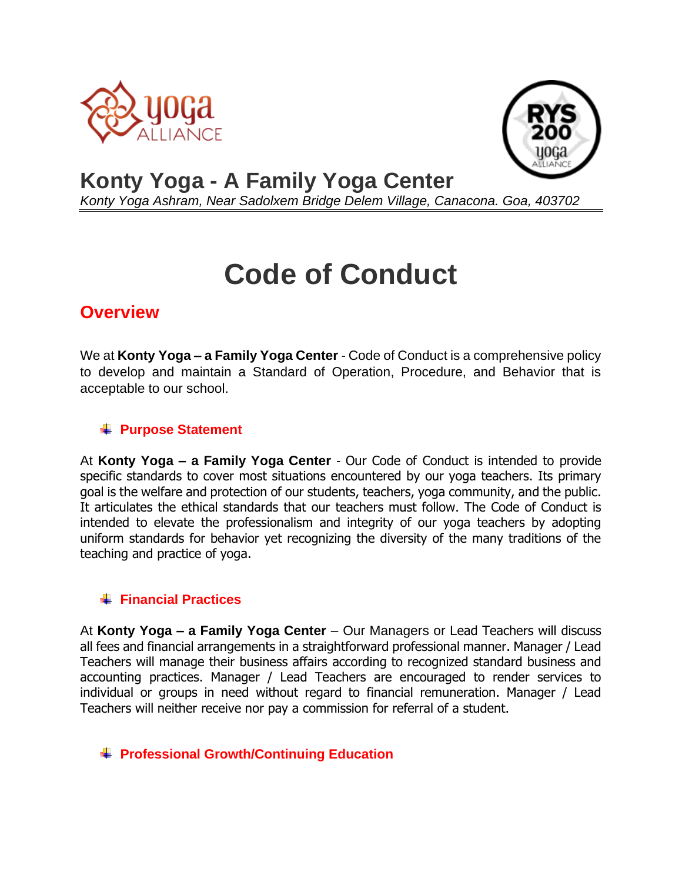# Konty Yoga - A Family Yoga Center

*Konty Yoga Ashram, Near Sadolxem Bridge Delem Village, Canacona. Goa, 403702*

# Code of Conduct

## Overview

We at **Konty Yoga – a Family Yoga Center** - Code of Conduct is a comprehensive policy to develop and maintain a Standard of Operation, Procedure, and Behavior that is acceptable to our school.

### Purpose Statement

At **Konty Yoga – a Family Yoga Center** - Our Code of Conduct is intended to provide specific standards to cover most situations encountered by our yoga teachers. Its primary goal is the welfare and protection of our students, teachers, yoga community, and the public. It articulates the ethical standards that our teachers must follow. The Code of Conduct is intended to elevate the professionalism and integrity of our yoga teachers by adopting uniform standards for behavior yet recognizing the diversity of the many traditions of the teaching and practice of yoga.

### Financial Practices

At **Konty Yoga – a Family Yoga Center** – Our Managers or Lead Teachers will discuss all fees and financial arrangements in a straightforward professional manner. Manager / Lead Teachers will manage their business affairs according to recognized standard business and accounting practices. Manager / Lead Teachers are encouraged to render services to individual or groups in need without regard to financial remuneration. Manager / Lead Teachers will neither receive nor pay a commission for referral of a student.

### Professional Growth/Continuing Education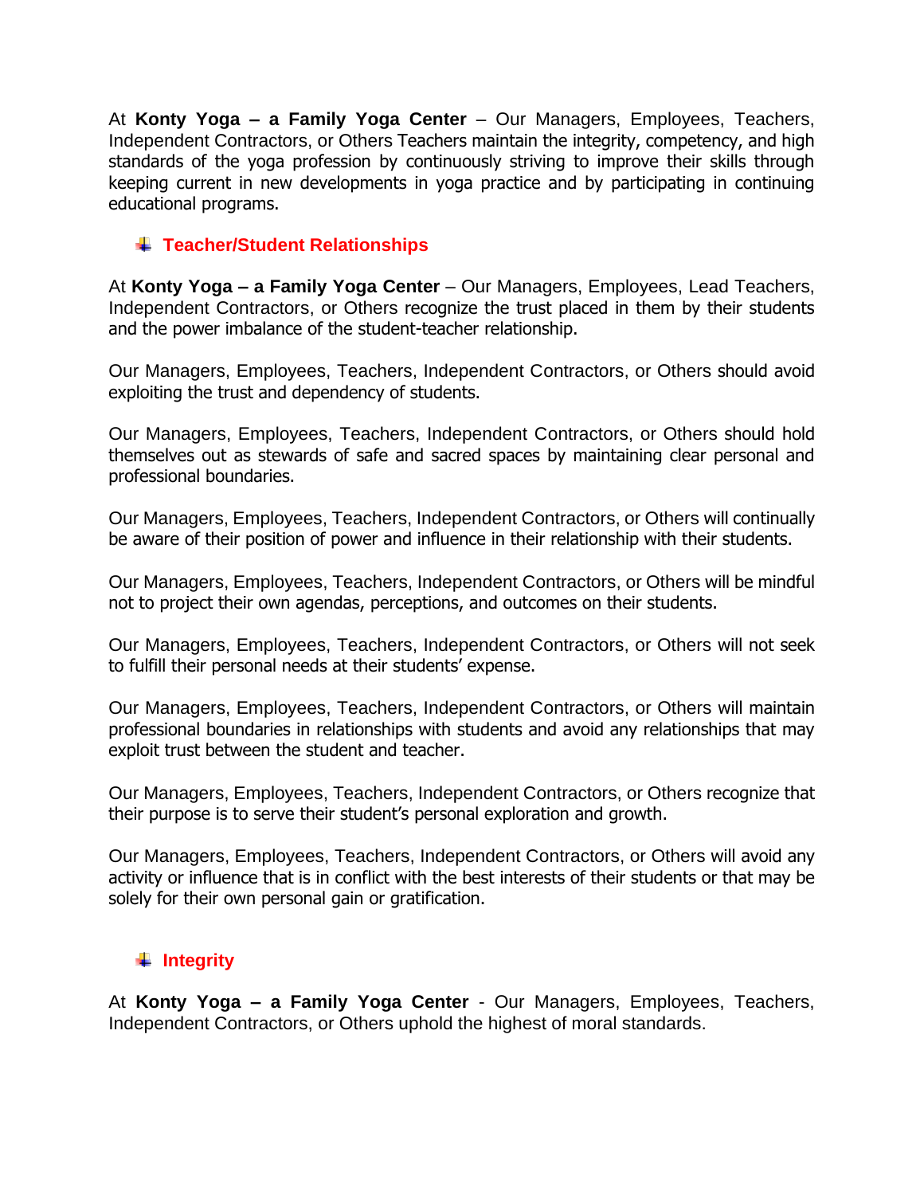At **Konty Yoga – a Family Yoga Center** – Our Managers, Employees, Teachers, Independent Contractors, or Others Teachers maintain the integrity, competency, and high standards of the yoga profession by continuously striving to improve their skills through keeping current in new developments in yoga practice and by participating in continuing educational programs.

## Teacher/Student Relationships

At **Konty Yoga – a Family Yoga Center** – Our Managers, Employees, Lead Teachers, Independent Contractors, or Others recognize the trust placed in them by their students and the power imbalance of the student-teacher relationship.

Our Managers, Employees, Teachers, Independent Contractors, or Others should avoid exploiting the trust and dependency of students.

Our Managers, Employees, Teachers, Independent Contractors, or Others should hold themselves out as stewards of safe and sacred spaces by maintaining clear personal and professional boundaries.

Our Managers, Employees, Teachers, Independent Contractors, or Others will continually be aware of their position of power and influence in their relationship with their students.

Our Managers, Employees, Teachers, Independent Contractors, or Others will be mindful not to project their own agendas, perceptions, and outcomes on their students.

Our Managers, Employees, Teachers, Independent Contractors, or Others will not seek to fulfill their personal needs at their students' expense.

Our Managers, Employees, Teachers, Independent Contractors, or Others will maintain professional boundaries in relationships with students and avoid any relationships that may exploit trust between the student and teacher.

Our Managers, Employees, Teachers, Independent Contractors, or Others recognize that their purpose is to serve their student's personal exploration and growth.

Our Managers, Employees, Teachers, Independent Contractors, or Others will avoid any activity or influence that is in conflict with the best interests of their students or that may be solely for their own personal gain or gratification.

## Integrity

At **Konty Yoga – a Family Yoga Center** - Our Managers, Employees, Teachers, Independent Contractors, or Others uphold the highest of moral standards.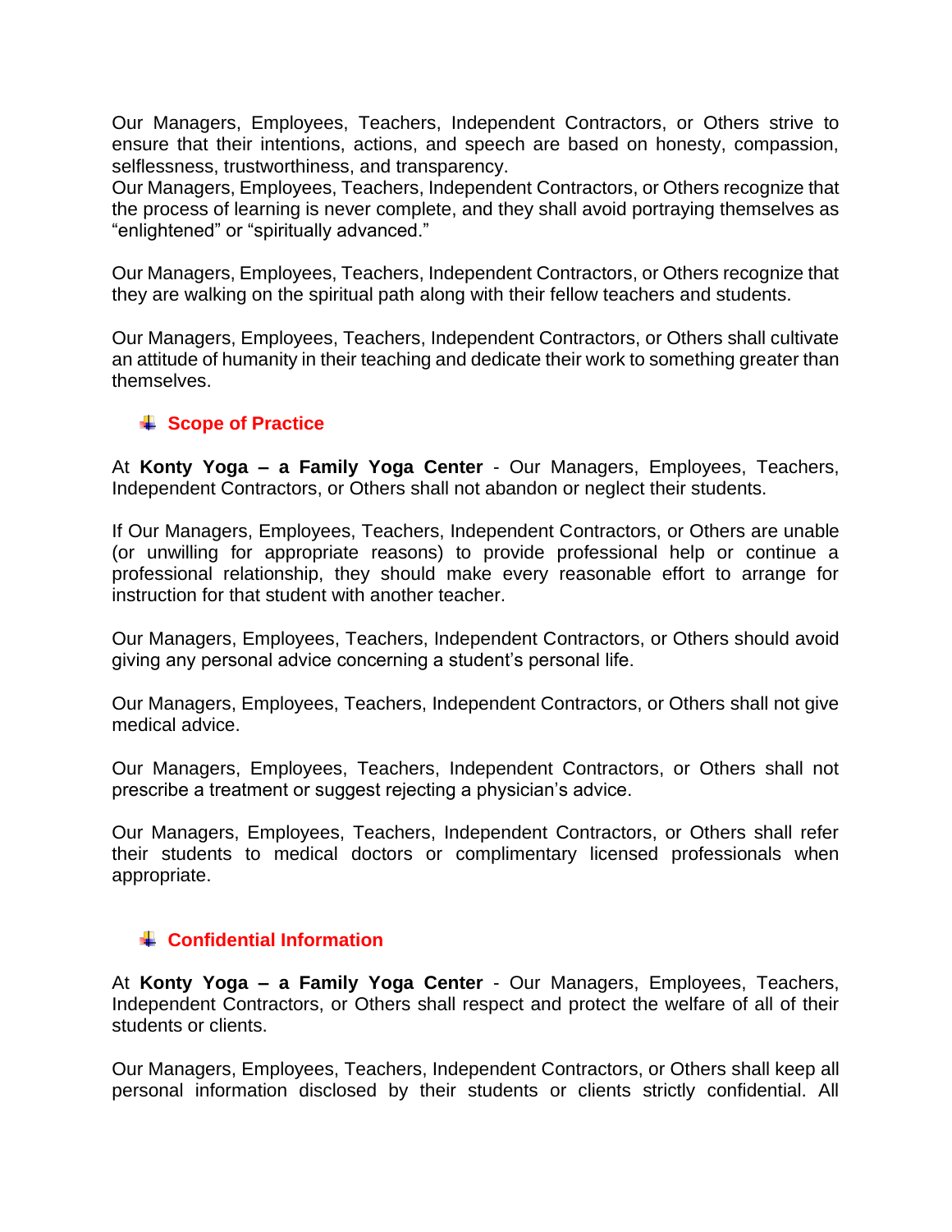Our Managers, Employees, Teachers, Independent Contractors, or Others strive to ensure that their intentions, actions, and speech are based on honesty, compassion, selflessness, trustworthiness, and transparency.
Our Managers, Employees, Teachers, Independent Contractors, or Others recognize that the process of learning is never complete, and they shall avoid portraying themselves as "enlightened" or "spiritually advanced."

Our Managers, Employees, Teachers, Independent Contractors, or Others recognize that they are walking on the spiritual path along with their fellow teachers and students.

Our Managers, Employees, Teachers, Independent Contractors, or Others shall cultivate an attitude of humanity in their teaching and dedicate their work to something greater than themselves.

## Scope of Practice

At **Konty Yoga – a Family Yoga Center** - Our Managers, Employees, Teachers, Independent Contractors, or Others shall not abandon or neglect their students.

If Our Managers, Employees, Teachers, Independent Contractors, or Others are unable (or unwilling for appropriate reasons) to provide professional help or continue a professional relationship, they should make every reasonable effort to arrange for instruction for that student with another teacher.

Our Managers, Employees, Teachers, Independent Contractors, or Others should avoid giving any personal advice concerning a student's personal life.

Our Managers, Employees, Teachers, Independent Contractors, or Others shall not give medical advice.

Our Managers, Employees, Teachers, Independent Contractors, or Others shall not prescribe a treatment or suggest rejecting a physician's advice.

Our Managers, Employees, Teachers, Independent Contractors, or Others shall refer their students to medical doctors or complimentary licensed professionals when appropriate.

## Confidential Information

At **Konty Yoga – a Family Yoga Center** - Our Managers, Employees, Teachers, Independent Contractors, or Others shall respect and protect the welfare of all of their students or clients.

Our Managers, Employees, Teachers, Independent Contractors, or Others shall keep all personal information disclosed by their students or clients strictly confidential. All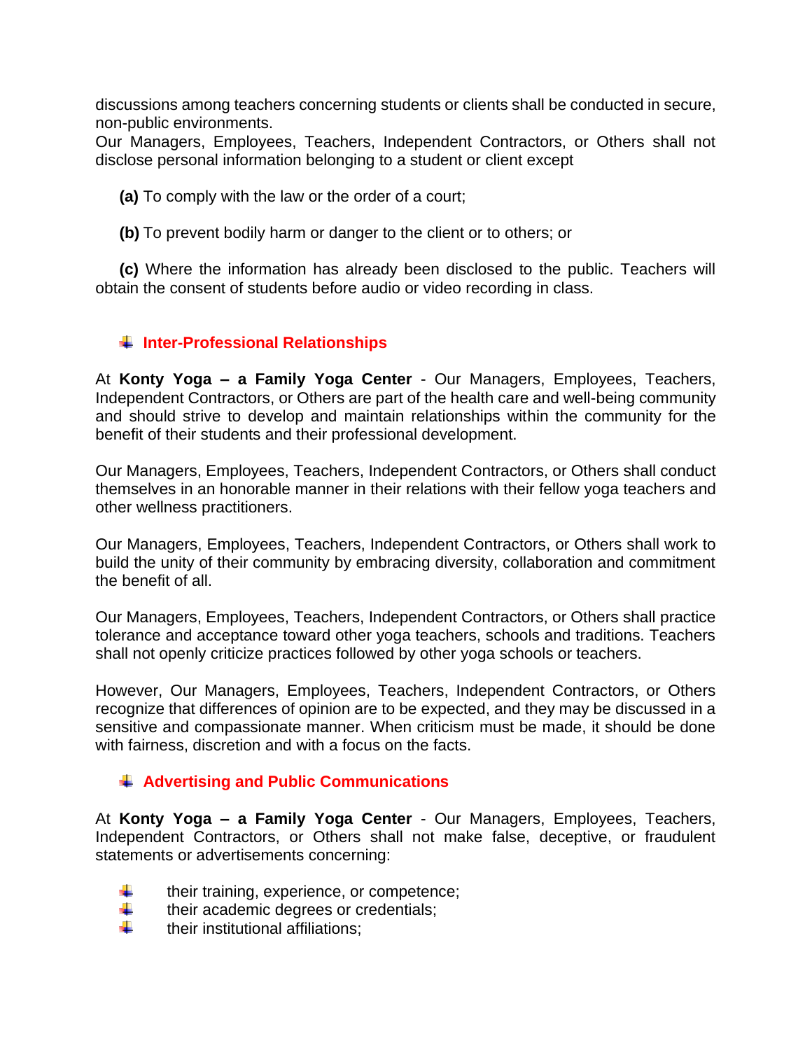discussions among teachers concerning students or clients shall be conducted in secure, non-public environments.
Our Managers, Employees, Teachers, Independent Contractors, or Others shall not disclose personal information belonging to a student or client except

**(a)** To comply with the law or the order of a court;

**(b)** To prevent bodily harm or danger to the client or to others; or

**(c)** Where the information has already been disclosed to the public. Teachers will obtain the consent of students before audio or video recording in class.

### Inter-Professional Relationships

At **Konty Yoga – a Family Yoga Center** - Our Managers, Employees, Teachers, Independent Contractors, or Others are part of the health care and well-being community and should strive to develop and maintain relationships within the community for the benefit of their students and their professional development.

Our Managers, Employees, Teachers, Independent Contractors, or Others shall conduct themselves in an honorable manner in their relations with their fellow yoga teachers and other wellness practitioners.

Our Managers, Employees, Teachers, Independent Contractors, or Others shall work to build the unity of their community by embracing diversity, collaboration and commitment the benefit of all.

Our Managers, Employees, Teachers, Independent Contractors, or Others shall practice tolerance and acceptance toward other yoga teachers, schools and traditions. Teachers shall not openly criticize practices followed by other yoga schools or teachers.

However, Our Managers, Employees, Teachers, Independent Contractors, or Others recognize that differences of opinion are to be expected, and they may be discussed in a sensitive and compassionate manner. When criticism must be made, it should be done with fairness, discretion and with a focus on the facts.

### Advertising and Public Communications

At **Konty Yoga – a Family Yoga Center** - Our Managers, Employees, Teachers, Independent Contractors, or Others shall not make false, deceptive, or fraudulent statements or advertisements concerning:

- their training, experience, or competence;
- their academic degrees or credentials;
- their institutional affiliations;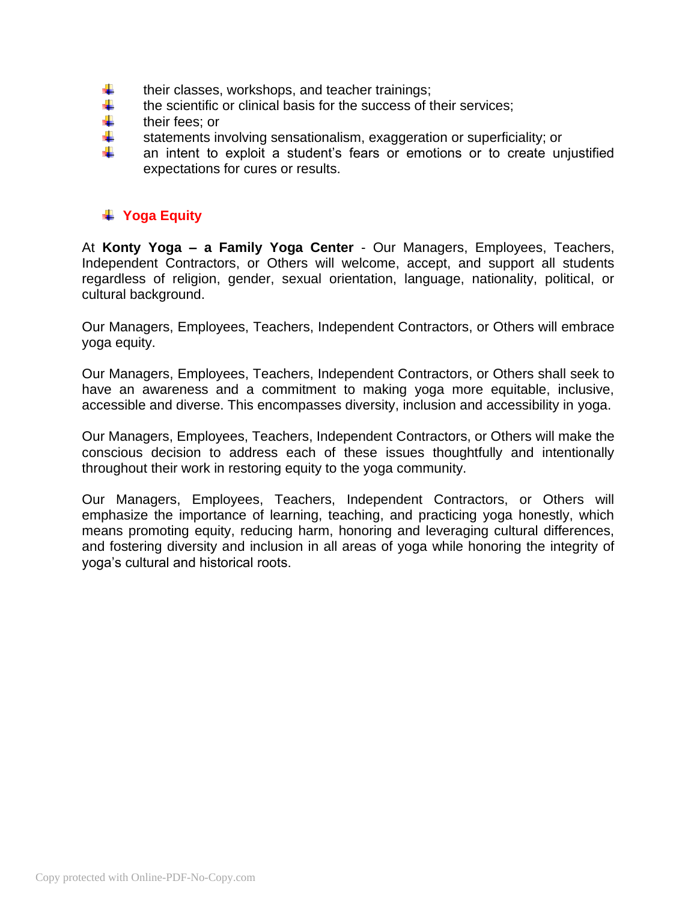- their classes, workshops, and teacher trainings;
- the scientific or clinical basis for the success of their services;
- their fees; or
- statements involving sensationalism, exaggeration or superficiality; or
- an intent to exploit a student's fears or emotions or to create unjustified expectations for cures or results.

## Yoga Equity

At **Konty Yoga – a Family Yoga Center** - Our Managers, Employees, Teachers, Independent Contractors, or Others will welcome, accept, and support all students regardless of religion, gender, sexual orientation, language, nationality, political, or cultural background.

Our Managers, Employees, Teachers, Independent Contractors, or Others will embrace yoga equity.

Our Managers, Employees, Teachers, Independent Contractors, or Others shall seek to have an awareness and a commitment to making yoga more equitable, inclusive, accessible and diverse. This encompasses diversity, inclusion and accessibility in yoga.

Our Managers, Employees, Teachers, Independent Contractors, or Others will make the conscious decision to address each of these issues thoughtfully and intentionally throughout their work in restoring equity to the yoga community.

Our Managers, Employees, Teachers, Independent Contractors, or Others will emphasize the importance of learning, teaching, and practicing yoga honestly, which means promoting equity, reducing harm, honoring and leveraging cultural differences, and fostering diversity and inclusion in all areas of yoga while honoring the integrity of yoga's cultural and historical roots.